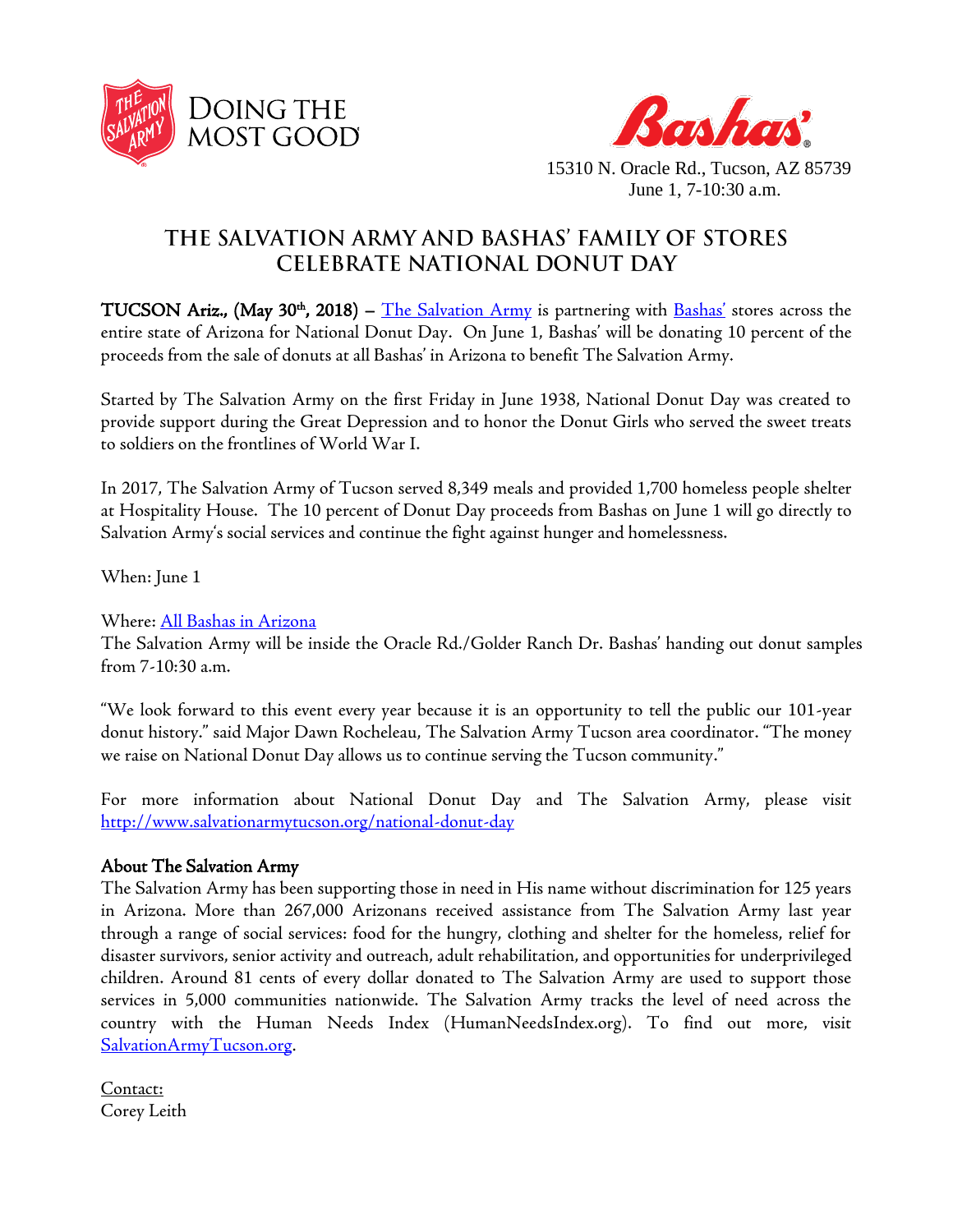DOING THE MOST GOOD

15310 N. Oracle Rd., Tucson, AZ 85739
June 1, 7-10:30 a.m.

# THE SALVATION ARMY AND BASHAS' FAMILY OF STORES CELEBRATE NATIONAL DONUT DAY

**TUCSON Ariz., (May 30th, 2018)** – The Salvation Army is partnering with Bashas' stores across the entire state of Arizona for National Donut Day. On June 1, Bashas' will be donating 10 percent of the proceeds from the sale of donuts at all Bashas' in Arizona to benefit The Salvation Army.

Started by The Salvation Army on the first Friday in June 1938, National Donut Day was created to provide support during the Great Depression and to honor the Donut Girls who served the sweet treats to soldiers on the frontlines of World War I.

In 2017, The Salvation Army of Tucson served 8,349 meals and provided 1,700 homeless people shelter at Hospitality House. The 10 percent of Donut Day proceeds from Bashas on June 1 will go directly to Salvation Army's social services and continue the fight against hunger and homelessness.

When: June 1

Where: All Bashas in Arizona
The Salvation Army will be inside the Oracle Rd./Golder Ranch Dr. Bashas' handing out donut samples from 7-10:30 a.m.

"We look forward to this event every year because it is an opportunity to tell the public our 101-year donut history." said Major Dawn Rocheleau, The Salvation Army Tucson area coordinator. "The money we raise on National Donut Day allows us to continue serving the Tucson community."

For more information about National Donut Day and The Salvation Army, please visit http://www.salvationarmytucson.org/national-donut-day

**About The Salvation Army**
The Salvation Army has been supporting those in need in His name without discrimination for 125 years in Arizona. More than 267,000 Arizonans received assistance from The Salvation Army last year through a range of social services: food for the hungry, clothing and shelter for the homeless, relief for disaster survivors, senior activity and outreach, adult rehabilitation, and opportunities for underprivileged children. Around 81 cents of every dollar donated to The Salvation Army are used to support those services in 5,000 communities nationwide. The Salvation Army tracks the level of need across the country with the Human Needs Index (HumanNeedsIndex.org). To find out more, visit SalvationArmyTucson.org.

Contact:
Corey Leith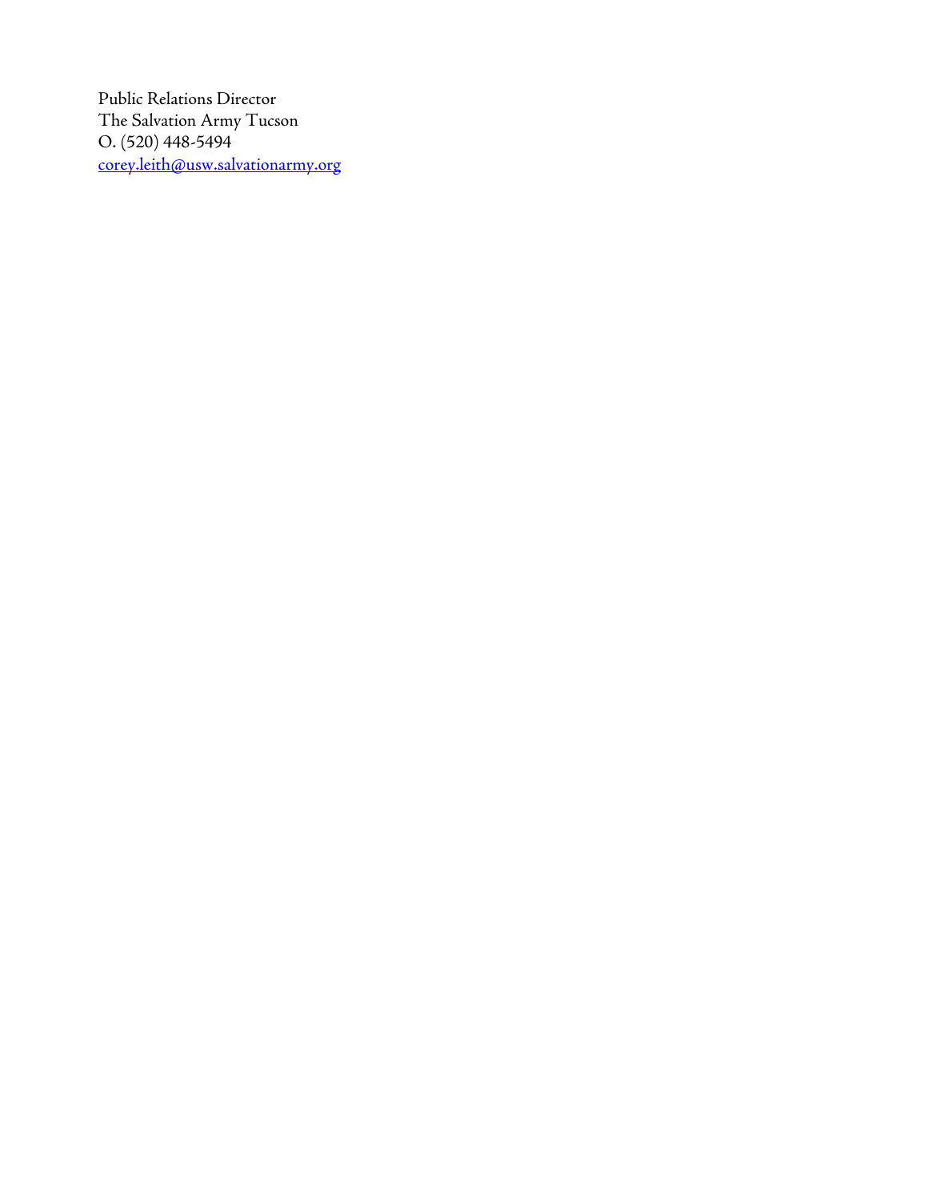Public Relations Director
The Salvation Army Tucson
O. (520) 448-5494
corey.leith@usw.salvationarmy.org